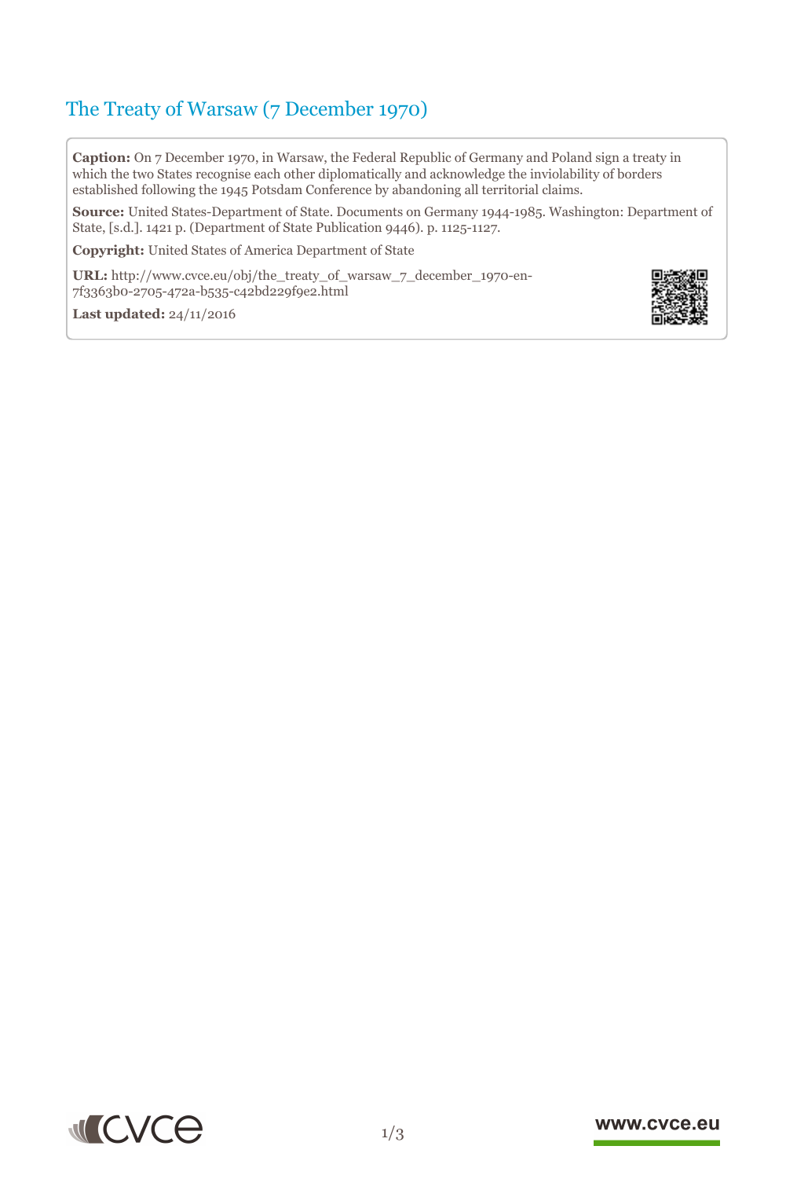# The Treaty of Warsaw (7 December 1970)

**Caption:** On 7 December 1970, in Warsaw, the Federal Republic of Germany and Poland sign a treaty in which the two States recognise each other diplomatically and acknowledge the inviolability of borders established following the 1945 Potsdam Conference by abandoning all territorial claims.

**Source:** United States-Department of State. Documents on Germany 1944-1985. Washington: Department of State, [s.d.]. 1421 p. (Department of State Publication 9446). p. 1125-1127.

**Copyright:** United States of America Department of State

**URL:** http://www.cvce.eu/obj/the_treaty_of_warsaw_7_december_1970-en-7f3363b0-2705-472a-b535-c42bd229f9e2.html

**Last updated:** 24/11/2016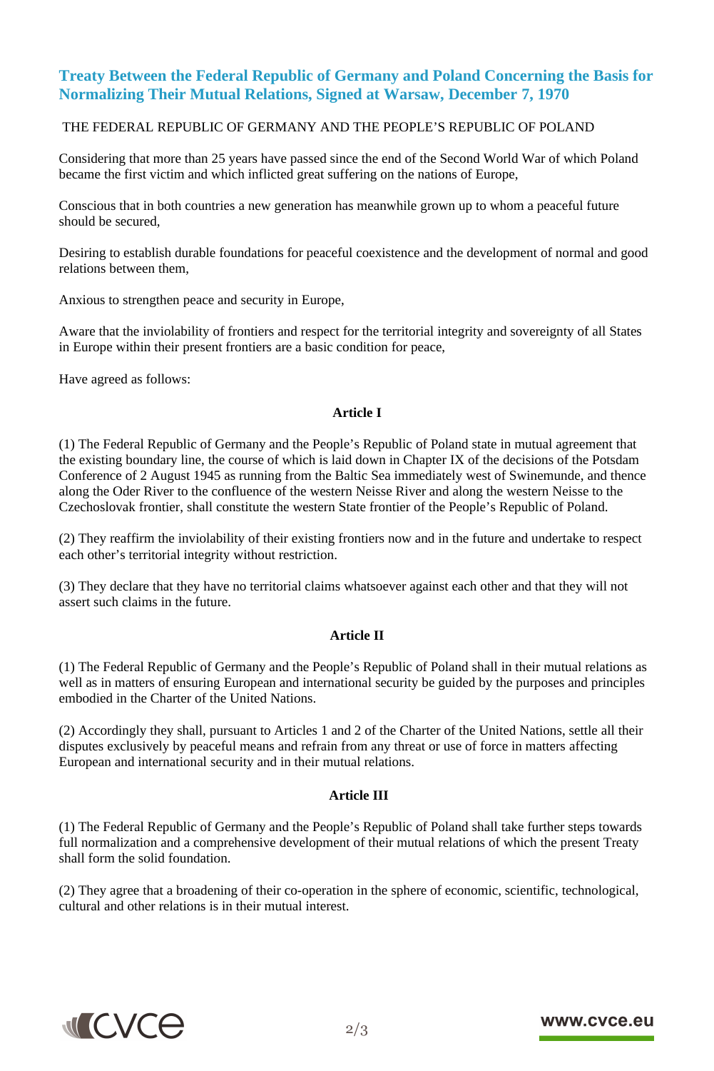## Treaty Between the Federal Republic of Germany and Poland Concerning the Basis for Normalizing Their Mutual Relations, Signed at Warsaw, December 7, 1970

THE FEDERAL REPUBLIC OF GERMANY AND THE PEOPLE'S REPUBLIC OF POLAND

Considering that more than 25 years have passed since the end of the Second World War of which Poland became the first victim and which inflicted great suffering on the nations of Europe,

Conscious that in both countries a new generation has meanwhile grown up to whom a peaceful future should be secured,

Desiring to establish durable foundations for peaceful coexistence and the development of normal and good relations between them,

Anxious to strengthen peace and security in Europe,

Aware that the inviolability of frontiers and respect for the territorial integrity and sovereignty of all States in Europe within their present frontiers are a basic condition for peace,

Have agreed as follows:

**Article I**

(1) The Federal Republic of Germany and the People's Republic of Poland state in mutual agreement that the existing boundary line, the course of which is laid down in Chapter IX of the decisions of the Potsdam Conference of 2 August 1945 as running from the Baltic Sea immediately west of Swinemunde, and thence along the Oder River to the confluence of the western Neisse River and along the western Neisse to the Czechoslovak frontier, shall constitute the western State frontier of the People's Republic of Poland.

(2) They reaffirm the inviolability of their existing frontiers now and in the future and undertake to respect each other's territorial integrity without restriction.

(3) They declare that they have no territorial claims whatsoever against each other and that they will not assert such claims in the future.

**Article II**

(1) The Federal Republic of Germany and the People's Republic of Poland shall in their mutual relations as well as in matters of ensuring European and international security be guided by the purposes and principles embodied in the Charter of the United Nations.

(2) Accordingly they shall, pursuant to Articles 1 and 2 of the Charter of the United Nations, settle all their disputes exclusively by peaceful means and refrain from any threat or use of force in matters affecting European and international security and in their mutual relations.

**Article III**

(1) The Federal Republic of Germany and the People's Republic of Poland shall take further steps towards full normalization and a comprehensive development of their mutual relations of which the present Treaty shall form the solid foundation.

(2) They agree that a broadening of their co-operation in the sphere of economic, scientific, technological, cultural and other relations is in their mutual interest.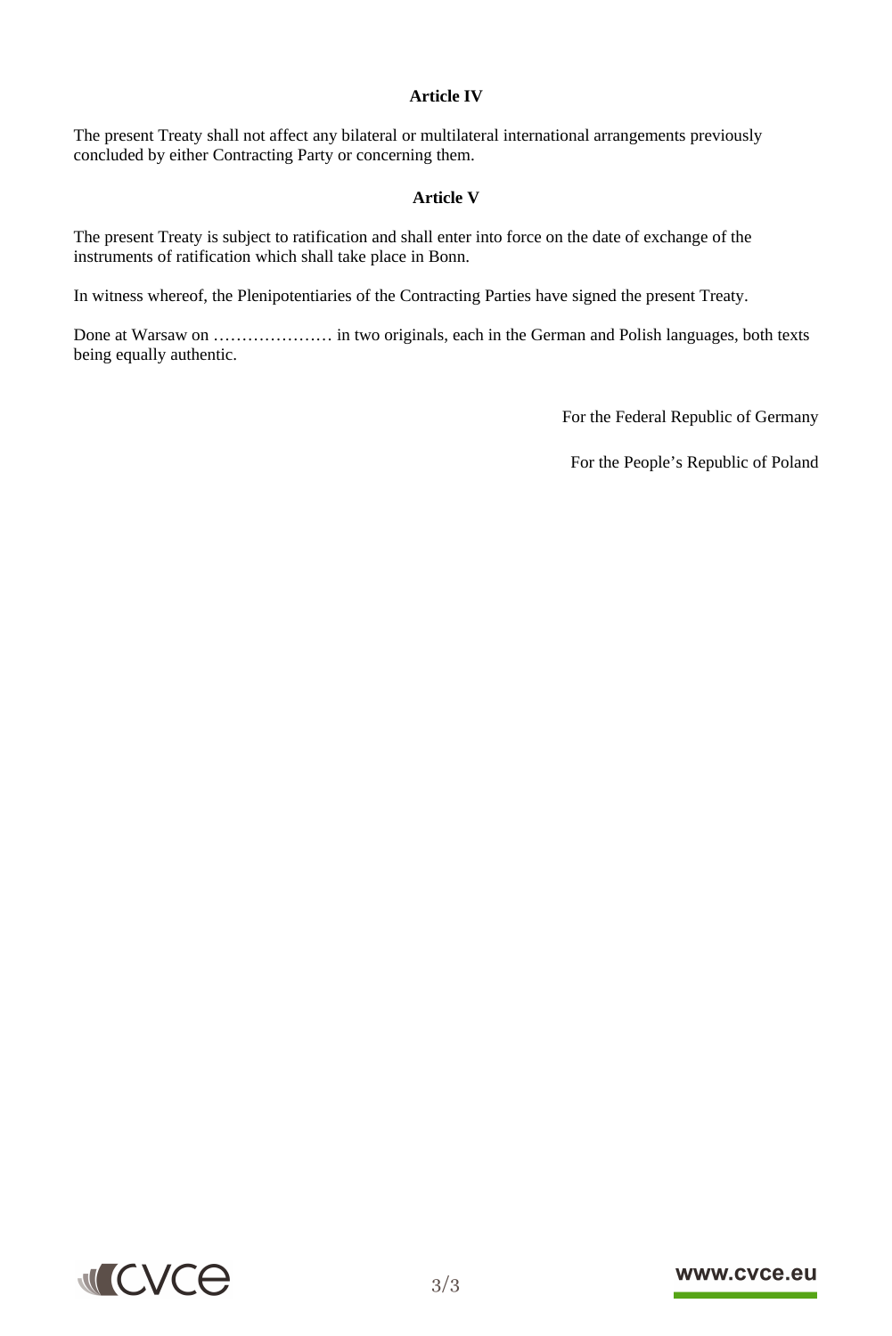**Article IV**

The present Treaty shall not affect any bilateral or multilateral international arrangements previously concluded by either Contracting Party or concerning them.

**Article V**

The present Treaty is subject to ratification and shall enter into force on the date of exchange of the instruments of ratification which shall take place in Bonn.

In witness whereof, the Plenipotentiaries of the Contracting Parties have signed the present Treaty.

Done at Warsaw on ………………… in two originals, each in the German and Polish languages, both texts being equally authentic.

For the Federal Republic of Germany

For the People's Republic of Poland